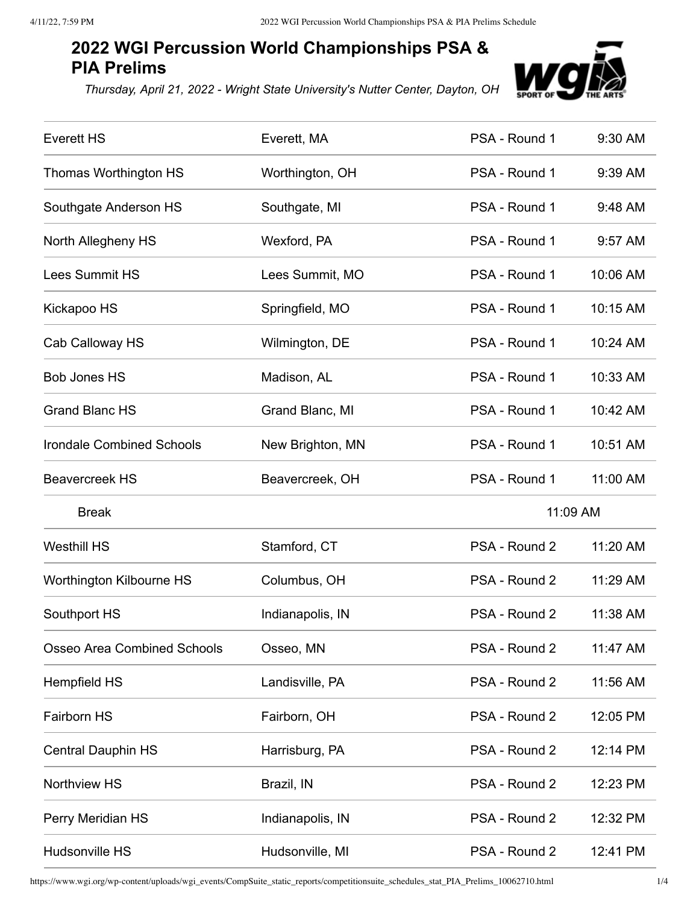# 2022 WGI Percussion World Championships PSA & PIA Prelims

*Thursday, April 21, 2022 - Wright State University's Nutter Center, Dayton, OH*

| | | | |
|---|---|---|---|
| Everett HS | Everett, MA | PSA - Round 1 | 9:30 AM |
| Thomas Worthington HS | Worthington, OH | PSA - Round 1 | 9:39 AM |
| Southgate Anderson HS | Southgate, MI | PSA - Round 1 | 9:48 AM |
| North Allegheny HS | Wexford, PA | PSA - Round 1 | 9:57 AM |
| Lees Summit HS | Lees Summit, MO | PSA - Round 1 | 10:06 AM |
| Kickapoo HS | Springfield, MO | PSA - Round 1 | 10:15 AM |
| Cab Calloway HS | Wilmington, DE | PSA - Round 1 | 10:24 AM |
| Bob Jones HS | Madison, AL | PSA - Round 1 | 10:33 AM |
| Grand Blanc HS | Grand Blanc, MI | PSA - Round 1 | 10:42 AM |
| Irondale Combined Schools | New Brighton, MN | PSA - Round 1 | 10:51 AM |
| Beavercreek HS | Beavercreek, OH | PSA - Round 1 | 11:00 AM |
| Break | | 11:09 AM | |
| Westhill HS | Stamford, CT | PSA - Round 2 | 11:20 AM |
| Worthington Kilbourne HS | Columbus, OH | PSA - Round 2 | 11:29 AM |
| Southport HS | Indianapolis, IN | PSA - Round 2 | 11:38 AM |
| Osseo Area Combined Schools | Osseo, MN | PSA - Round 2 | 11:47 AM |
| Hempfield HS | Landisville, PA | PSA - Round 2 | 11:56 AM |
| Fairborn HS | Fairborn, OH | PSA - Round 2 | 12:05 PM |
| Central Dauphin HS | Harrisburg, PA | PSA - Round 2 | 12:14 PM |
| Northview HS | Brazil, IN | PSA - Round 2 | 12:23 PM |
| Perry Meridian HS | Indianapolis, IN | PSA - Round 2 | 12:32 PM |
| Hudsonville HS | Hudsonville, MI | PSA - Round 2 | 12:41 PM |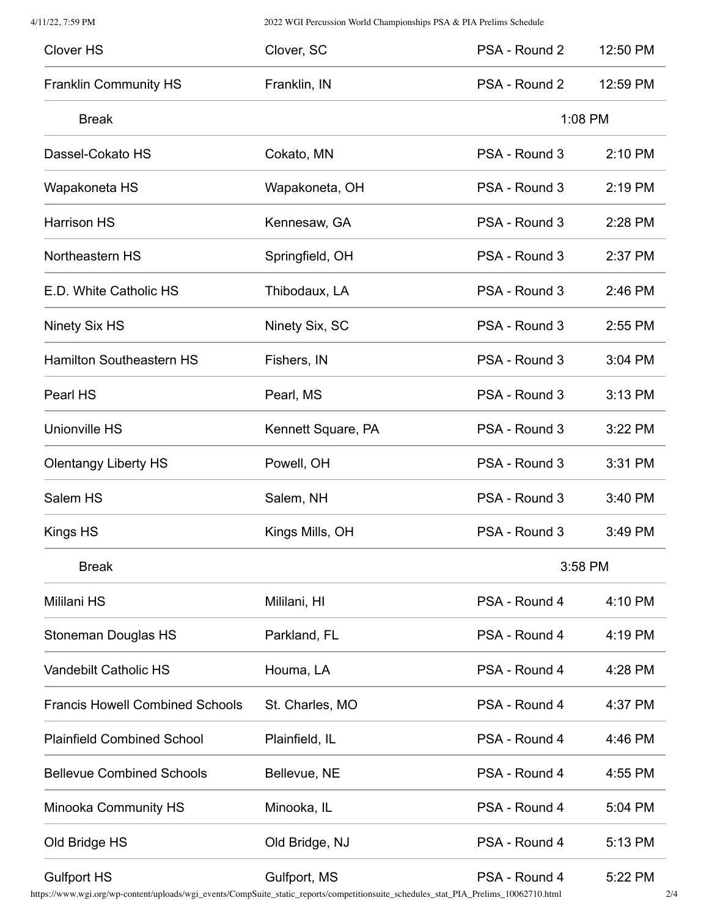| | | | |
|---|---|---|---|
| Clover HS | Clover, SC | PSA - Round 2 | 12:50 PM |
| Franklin Community HS | Franklin, IN | PSA - Round 2 | 12:59 PM |
| Break | | 1:08 PM | |
| Dassel-Cokato HS | Cokato, MN | PSA - Round 3 | 2:10 PM |
| Wapakoneta HS | Wapakoneta, OH | PSA - Round 3 | 2:19 PM |
| Harrison HS | Kennesaw, GA | PSA - Round 3 | 2:28 PM |
| Northeastern HS | Springfield, OH | PSA - Round 3 | 2:37 PM |
| E.D. White Catholic HS | Thibodaux, LA | PSA - Round 3 | 2:46 PM |
| Ninety Six HS | Ninety Six, SC | PSA - Round 3 | 2:55 PM |
| Hamilton Southeastern HS | Fishers, IN | PSA - Round 3 | 3:04 PM |
| Pearl HS | Pearl, MS | PSA - Round 3 | 3:13 PM |
| Unionville HS | Kennett Square, PA | PSA - Round 3 | 3:22 PM |
| Olentangy Liberty HS | Powell, OH | PSA - Round 3 | 3:31 PM |
| Salem HS | Salem, NH | PSA - Round 3 | 3:40 PM |
| Kings HS | Kings Mills, OH | PSA - Round 3 | 3:49 PM |
| Break | | 3:58 PM | |
| Mililani HS | Mililani, HI | PSA - Round 4 | 4:10 PM |
| Stoneman Douglas HS | Parkland, FL | PSA - Round 4 | 4:19 PM |
| Vandebilt Catholic HS | Houma, LA | PSA - Round 4 | 4:28 PM |
| Francis Howell Combined Schools | St. Charles, MO | PSA - Round 4 | 4:37 PM |
| Plainfield Combined School | Plainfield, IL | PSA - Round 4 | 4:46 PM |
| Bellevue Combined Schools | Bellevue, NE | PSA - Round 4 | 4:55 PM |
| Minooka Community HS | Minooka, IL | PSA - Round 4 | 5:04 PM |
| Old Bridge HS | Old Bridge, NJ | PSA - Round 4 | 5:13 PM |
| Gulfport HS | Gulfport, MS | PSA - Round 4 | 5:22 PM |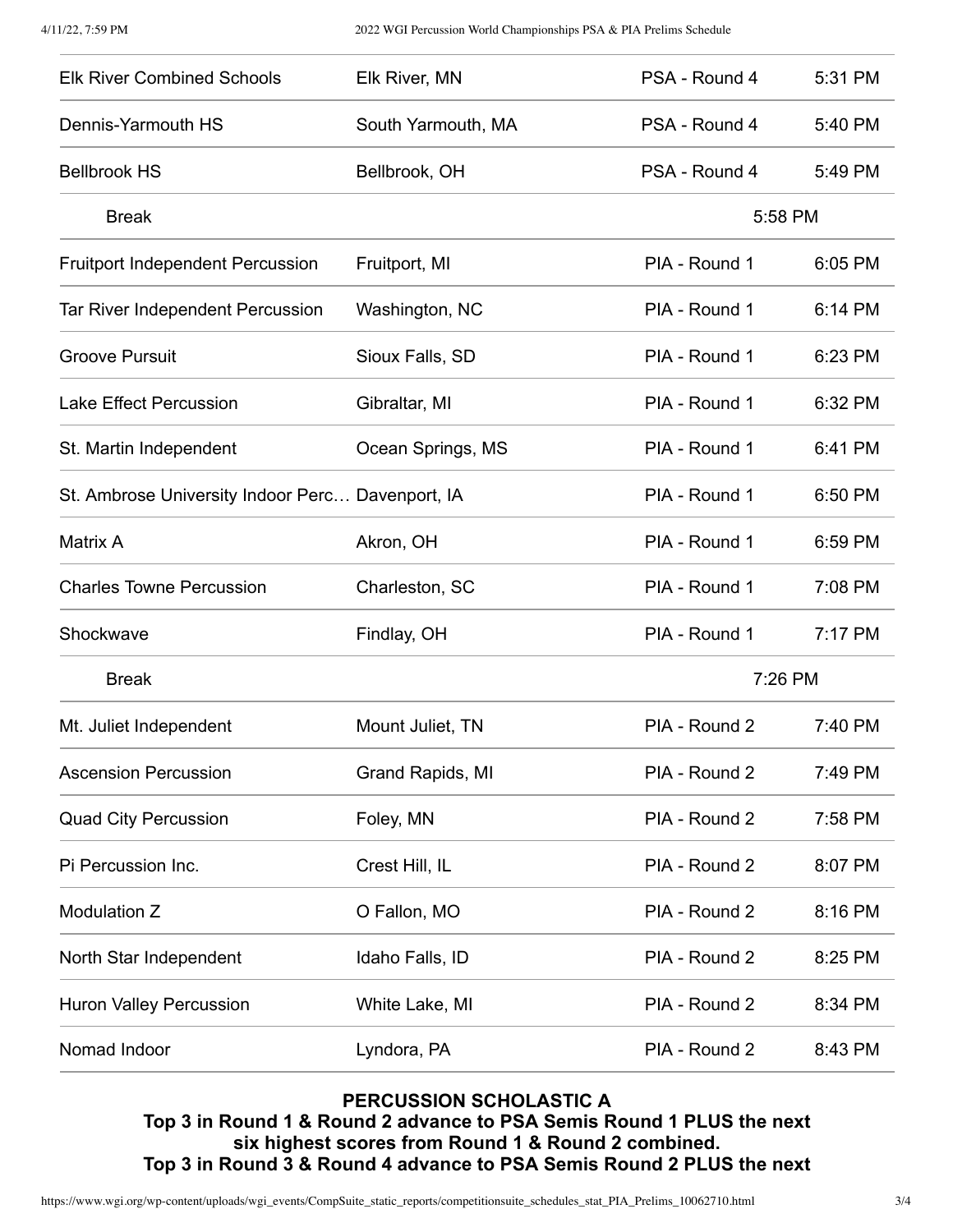| | | | |
|---|---|---|---|
| Elk River Combined Schools | Elk River, MN | PSA - Round 4 | 5:31 PM |
| Dennis-Yarmouth HS | South Yarmouth, MA | PSA - Round 4 | 5:40 PM |
| Bellbrook HS | Bellbrook, OH | PSA - Round 4 | 5:49 PM |
| Break | | 5:58 PM | |
| Fruitport Independent Percussion | Fruitport, MI | PIA - Round 1 | 6:05 PM |
| Tar River Independent Percussion | Washington, NC | PIA - Round 1 | 6:14 PM |
| Groove Pursuit | Sioux Falls, SD | PIA - Round 1 | 6:23 PM |
| Lake Effect Percussion | Gibraltar, MI | PIA - Round 1 | 6:32 PM |
| St. Martin Independent | Ocean Springs, MS | PIA - Round 1 | 6:41 PM |
| St. Ambrose University Indoor Perc… | Davenport, IA | PIA - Round 1 | 6:50 PM |
| Matrix A | Akron, OH | PIA - Round 1 | 6:59 PM |
| Charles Towne Percussion | Charleston, SC | PIA - Round 1 | 7:08 PM |
| Shockwave | Findlay, OH | PIA - Round 1 | 7:17 PM |
| Break | | 7:26 PM | |
| Mt. Juliet Independent | Mount Juliet, TN | PIA - Round 2 | 7:40 PM |
| Ascension Percussion | Grand Rapids, MI | PIA - Round 2 | 7:49 PM |
| Quad City Percussion | Foley, MN | PIA - Round 2 | 7:58 PM |
| Pi Percussion Inc. | Crest Hill, IL | PIA - Round 2 | 8:07 PM |
| Modulation Z | O Fallon, MO | PIA - Round 2 | 8:16 PM |
| North Star Independent | Idaho Falls, ID | PIA - Round 2 | 8:25 PM |
| Huron Valley Percussion | White Lake, MI | PIA - Round 2 | 8:34 PM |
| Nomad Indoor | Lyndora, PA | PIA - Round 2 | 8:43 PM |

**PERCUSSION SCHOLASTIC A**
**Top 3 in Round 1 & Round 2 advance to PSA Semis Round 1 PLUS the next six highest scores from Round 1 & Round 2 combined.**
**Top 3 in Round 3 & Round 4 advance to PSA Semis Round 2 PLUS the next**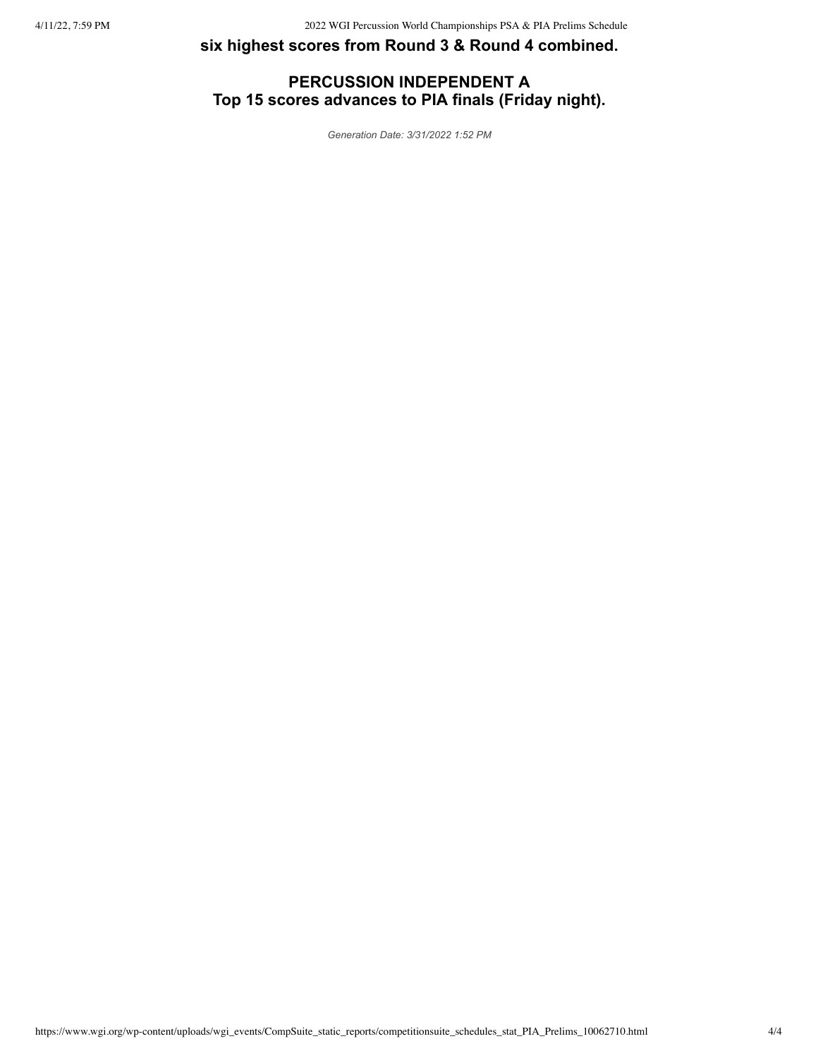**six highest scores from Round 3 & Round 4 combined.**

## PERCUSSION INDEPENDENT A
## Top 15 scores advances to PIA finals (Friday night).

*Generation Date: 3/31/2022 1:52 PM*